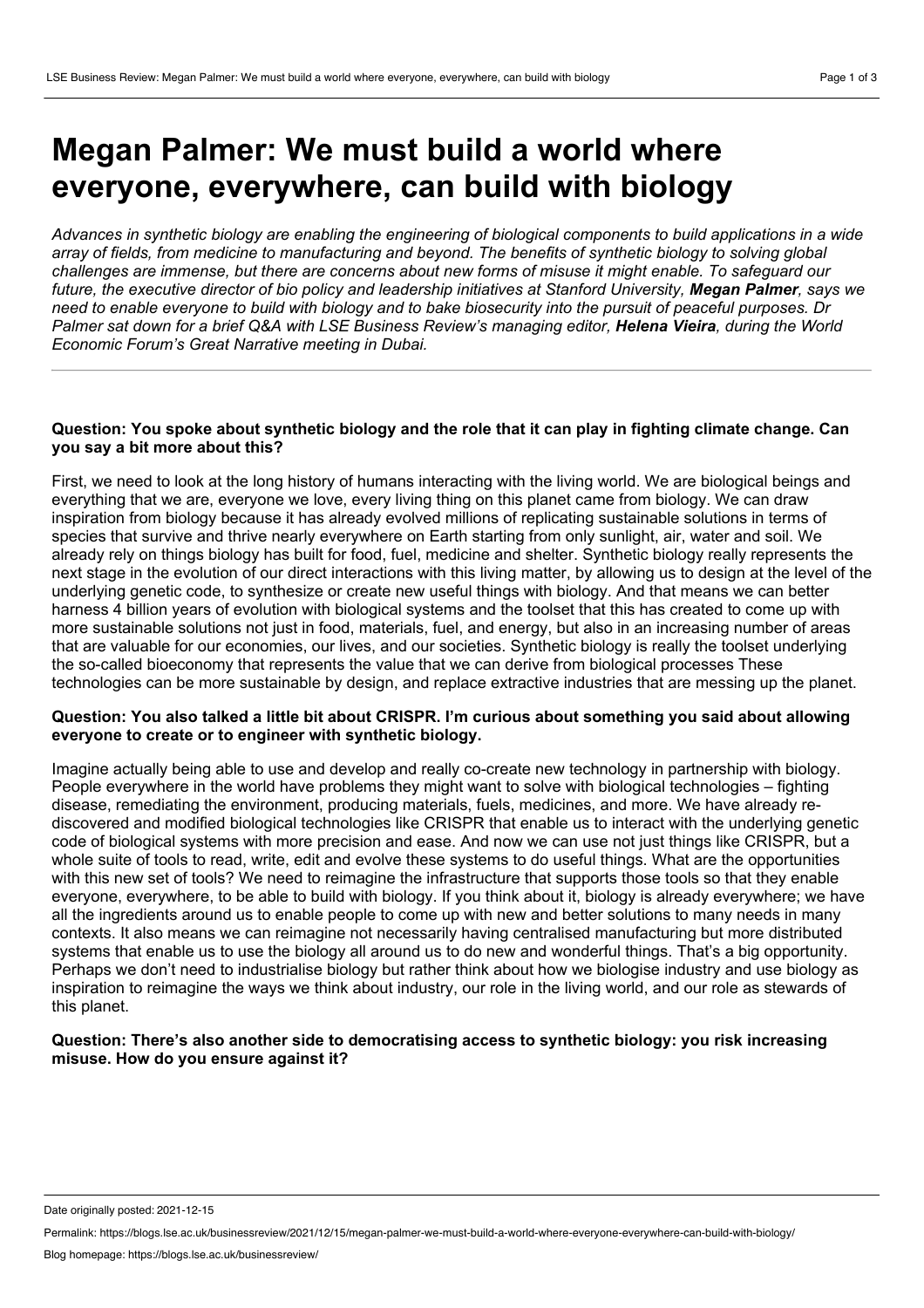# Megan Palmer: We must build a world where everyone, everywhere, can build with biology

*Advances in synthetic biology are enabling the engineering of biological components to build applications in a wide array of fields, from medicine to manufacturing and beyond. The benefits of synthetic biology to solving global challenges are immense, but there are concerns about new forms of misuse it might enable. To safeguard our future, the executive director of bio policy and leadership initiatives at Stanford University, **Megan Palmer**, says we need to enable everyone to build with biology and to bake biosecurity into the pursuit of peaceful purposes. Dr Palmer sat down for a brief Q&A with LSE Business Review's managing editor, **Helena Vieira**, during the World Economic Forum's Great Narrative meeting in Dubai.*

**Question: You spoke about synthetic biology and the role that it can play in fighting climate change. Can you say a bit more about this?**

First, we need to look at the long history of humans interacting with the living world. We are biological beings and everything that we are, everyone we love, every living thing on this planet came from biology. We can draw inspiration from biology because it has already evolved millions of replicating sustainable solutions in terms of species that survive and thrive nearly everywhere on Earth starting from only sunlight, air, water and soil. We already rely on things biology has built for food, fuel, medicine and shelter. Synthetic biology really represents the next stage in the evolution of our direct interactions with this living matter, by allowing us to design at the level of the underlying genetic code, to synthesize or create new useful things with biology. And that means we can better harness 4 billion years of evolution with biological systems and the toolset that this has created to come up with more sustainable solutions not just in food, materials, fuel, and energy, but also in an increasing number of areas that are valuable for our economies, our lives, and our societies. Synthetic biology is really the toolset underlying the so-called bioeconomy that represents the value that we can derive from biological processes These technologies can be more sustainable by design, and replace extractive industries that are messing up the planet.

**Question: You also talked a little bit about CRISPR. I'm curious about something you said about allowing everyone to create or to engineer with synthetic biology.**

Imagine actually being able to use and develop and really co-create new technology in partnership with biology. People everywhere in the world have problems they might want to solve with biological technologies – fighting disease, remediating the environment, producing materials, fuels, medicines, and more. We have already re-discovered and modified biological technologies like CRISPR that enable us to interact with the underlying genetic code of biological systems with more precision and ease. And now we can use not just things like CRISPR, but a whole suite of tools to read, write, edit and evolve these systems to do useful things. What are the opportunities with this new set of tools? We need to reimagine the infrastructure that supports those tools so that they enable everyone, everywhere, to be able to build with biology. If you think about it, biology is already everywhere; we have all the ingredients around us to enable people to come up with new and better solutions to many needs in many contexts. It also means we can reimagine not necessarily having centralised manufacturing but more distributed systems that enable us to use the biology all around us to do new and wonderful things. That's a big opportunity. Perhaps we don't need to industrialise biology but rather think about how we biologise industry and use biology as inspiration to reimagine the ways we think about industry, our role in the living world, and our role as stewards of this planet.

**Question: There's also another side to democratising access to synthetic biology: you risk increasing misuse. How do you ensure against it?**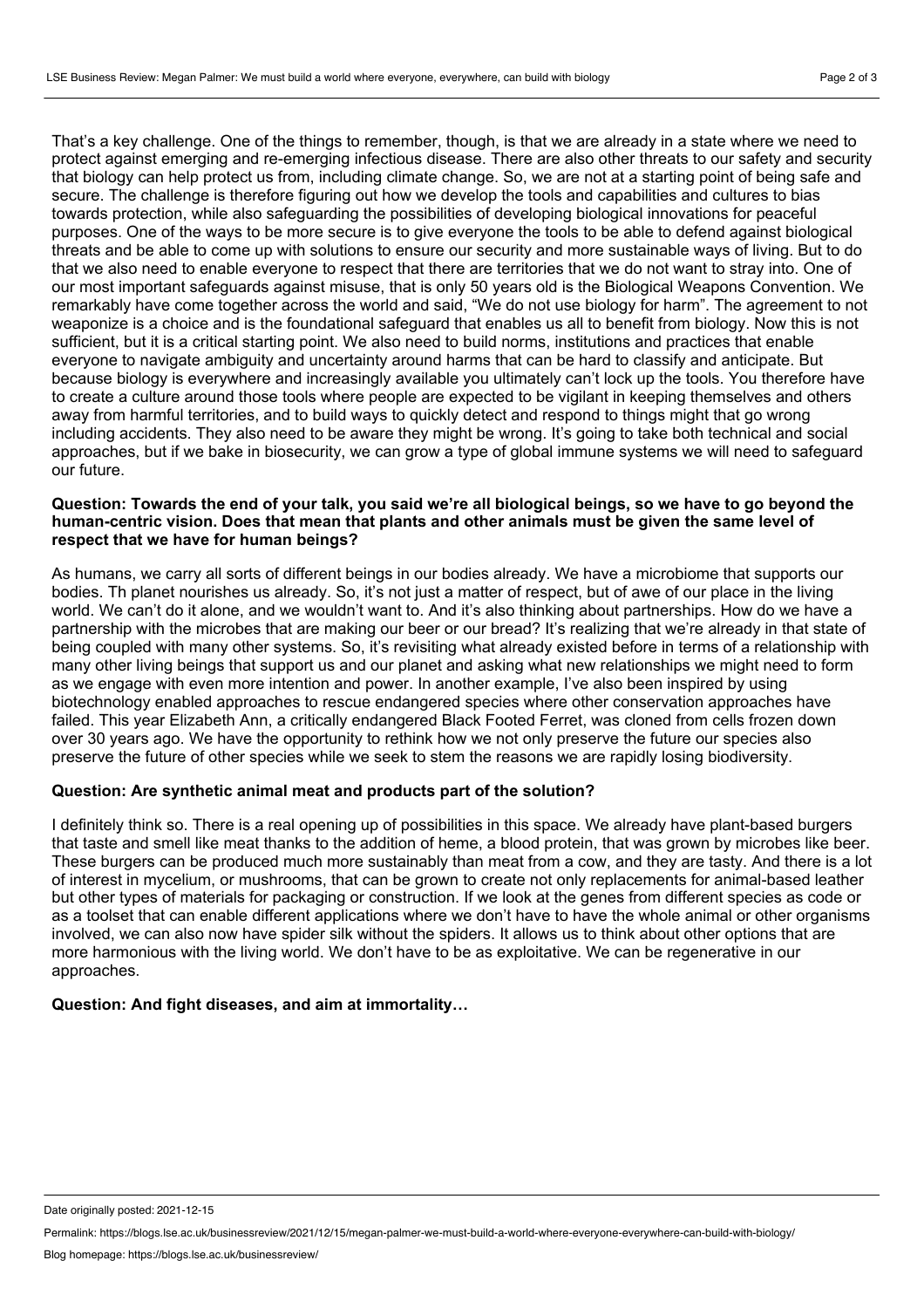That's a key challenge. One of the things to remember, though, is that we are already in a state where we need to protect against emerging and re-emerging infectious disease. There are also other threats to our safety and security that biology can help protect us from, including climate change. So, we are not at a starting point of being safe and secure. The challenge is therefore figuring out how we develop the tools and capabilities and cultures to bias towards protection, while also safeguarding the possibilities of developing biological innovations for peaceful purposes. One of the ways to be more secure is to give everyone the tools to be able to defend against biological threats and be able to come up with solutions to ensure our security and more sustainable ways of living. But to do that we also need to enable everyone to respect that there are territories that we do not want to stray into. One of our most important safeguards against misuse, that is only 50 years old is the Biological Weapons Convention. We remarkably have come together across the world and said, "We do not use biology for harm". The agreement to not weaponize is a choice and is the foundational safeguard that enables us all to benefit from biology. Now this is not sufficient, but it is a critical starting point. We also need to build norms, institutions and practices that enable everyone to navigate ambiguity and uncertainty around harms that can be hard to classify and anticipate. But because biology is everywhere and increasingly available you ultimately can't lock up the tools. You therefore have to create a culture around those tools where people are expected to be vigilant in keeping themselves and others away from harmful territories, and to build ways to quickly detect and respond to things might that go wrong including accidents. They also need to be aware they might be wrong. It's going to take both technical and social approaches, but if we bake in biosecurity, we can grow a type of global immune systems we will need to safeguard our future.

**Question: Towards the end of your talk, you said we're all biological beings, so we have to go beyond the human-centric vision. Does that mean that plants and other animals must be given the same level of respect that we have for human beings?**

As humans, we carry all sorts of different beings in our bodies already. We have a microbiome that supports our bodies. Th planet nourishes us already. So, it's not just a matter of respect, but of awe of our place in the living world. We can't do it alone, and we wouldn't want to. And it's also thinking about partnerships. How do we have a partnership with the microbes that are making our beer or our bread? It's realizing that we're already in that state of being coupled with many other systems. So, it's revisiting what already existed before in terms of a relationship with many other living beings that support us and our planet and asking what new relationships we might need to form as we engage with even more intention and power. In another example, I've also been inspired by using biotechnology enabled approaches to rescue endangered species where other conservation approaches have failed. This year Elizabeth Ann, a critically endangered Black Footed Ferret, was cloned from cells frozen down over 30 years ago. We have the opportunity to rethink how we not only preserve the future our species also preserve the future of other species while we seek to stem the reasons we are rapidly losing biodiversity.

**Question: Are synthetic animal meat and products part of the solution?**

I definitely think so. There is a real opening up of possibilities in this space. We already have plant-based burgers that taste and smell like meat thanks to the addition of heme, a blood protein, that was grown by microbes like beer. These burgers can be produced much more sustainably than meat from a cow, and they are tasty. And there is a lot of interest in mycelium, or mushrooms, that can be grown to create not only replacements for animal-based leather but other types of materials for packaging or construction. If we look at the genes from different species as code or as a toolset that can enable different applications where we don't have to have the whole animal or other organisms involved, we can also now have spider silk without the spiders. It allows us to think about other options that are more harmonious with the living world. We don't have to be as exploitative. We can be regenerative in our approaches.

**Question: And fight diseases, and aim at immortality…**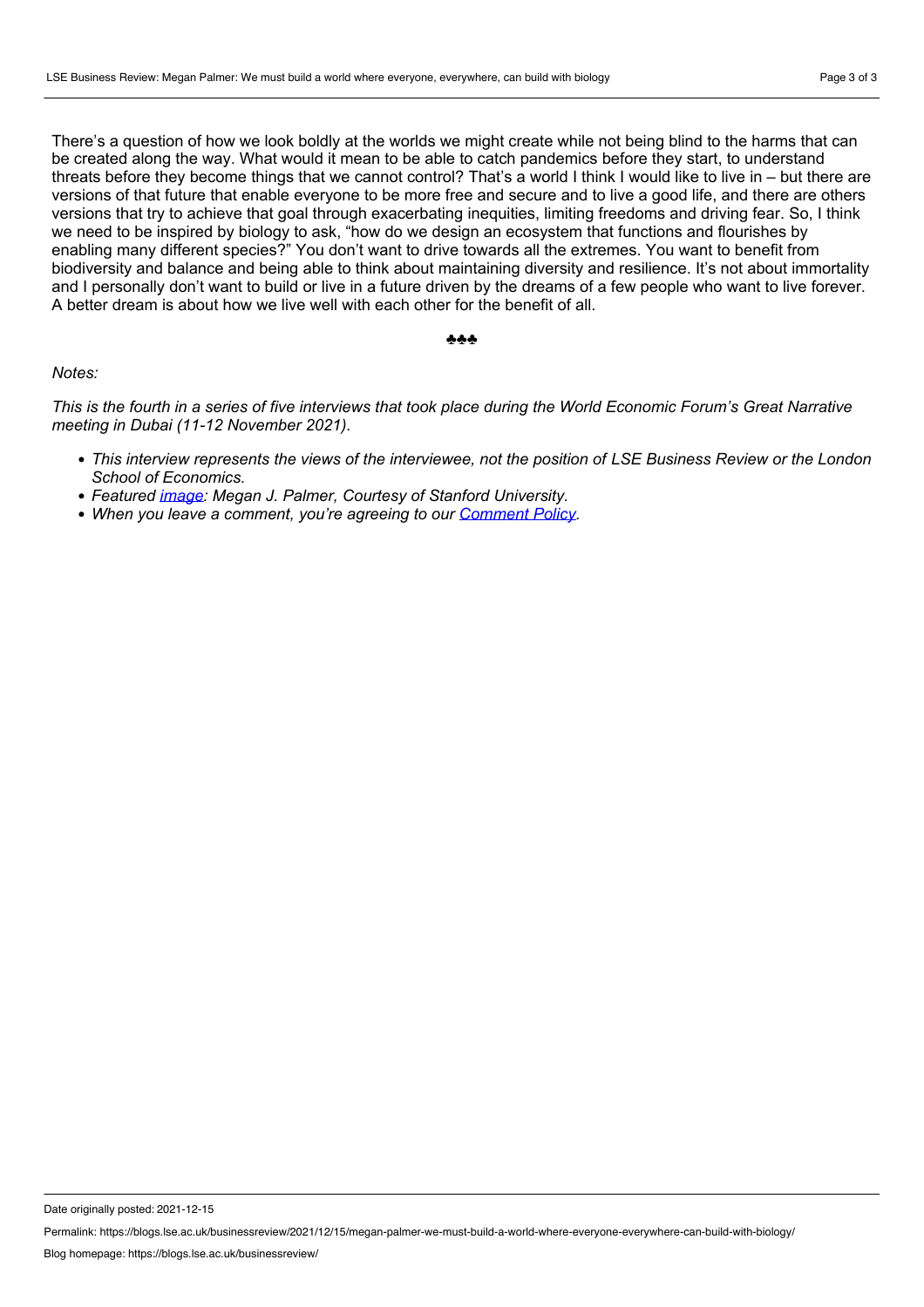There's a question of how we look boldly at the worlds we might create while not being blind to the harms that can be created along the way. What would it mean to be able to catch pandemics before they start, to understand threats before they become things that we cannot control? That's a world I think I would like to live in – but there are versions of that future that enable everyone to be more free and secure and to live a good life, and there are others versions that try to achieve that goal through exacerbating inequities, limiting freedoms and driving fear. So, I think we need to be inspired by biology to ask, "how do we design an ecosystem that functions and flourishes by enabling many different species?" You don't want to drive towards all the extremes. You want to benefit from biodiversity and balance and being able to think about maintaining diversity and resilience. It's not about immortality and I personally don't want to build or live in a future driven by the dreams of a few people who want to live forever. A better dream is about how we live well with each other for the benefit of all.

♣♣♣

*Notes:*

*This is the fourth in a series of five interviews that took place during the World Economic Forum's Great Narrative meeting in Dubai (11-12 November 2021).*

- *This interview represents the views of the interviewee, not the position of LSE Business Review or the London School of Economics.*
- *Featured image: Megan J. Palmer, Courtesy of Stanford University.*
- *When you leave a comment, you're agreeing to our Comment Policy.*

Date originally posted: 2021-12-15

Permalink: https://blogs.lse.ac.uk/businessreview/2021/12/15/megan-palmer-we-must-build-a-world-where-everyone-everywhere-can-build-with-biology/

Blog homepage: https://blogs.lse.ac.uk/businessreview/